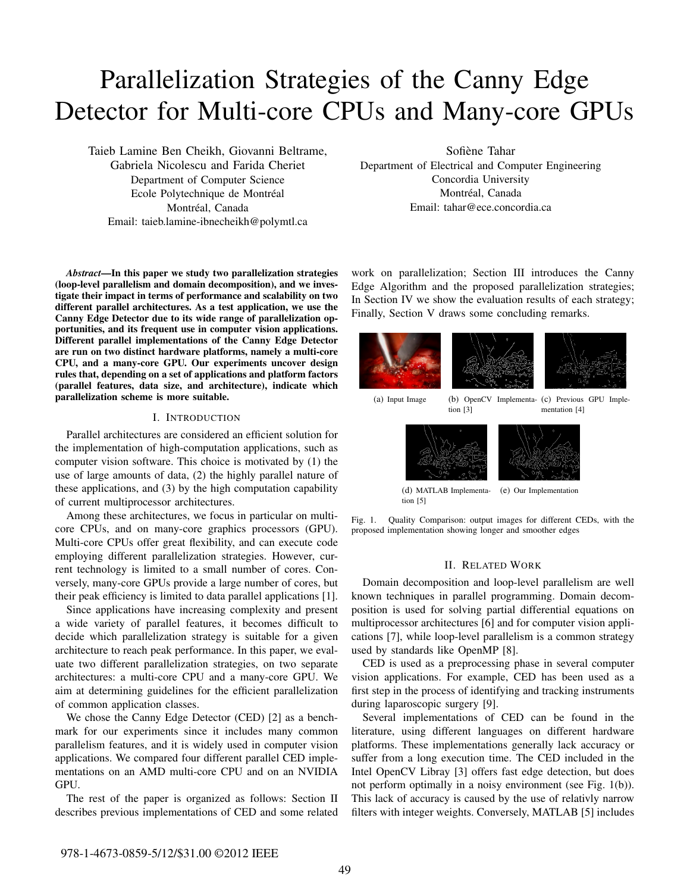# Parallelization Strategies of the Canny Edge Detector for Multi-core CPUs and Many-core GPUs

Taieb Lamine Ben Cheikh, Giovanni Beltrame, Gabriela Nicolescu and Farida Cheriet
Department of Computer Science
Ecole Polytechnique de Montréal
Montréal, Canada
Email: taieb.lamine-ibnecheikh@polymtl.ca

Sofiène Tahar
Department of Electrical and Computer Engineering
Concordia University
Montréal, Canada
Email: tahar@ece.concordia.ca

***Abstract*—In this paper we study two parallelization strategies (loop-level parallelism and domain decomposition), and we investigate their impact in terms of performance and scalability on two different parallel architectures. As a test application, we use the Canny Edge Detector due to its wide range of parallelization opportunities, and its frequent use in computer vision applications. Different parallel implementations of the Canny Edge Detector are run on two distinct hardware platforms, namely a multi-core CPU, and a many-core GPU. Our experiments uncover design rules that, depending on a set of applications and platform factors (parallel features, data size, and architecture), indicate which parallelization scheme is more suitable.**

## I. Introduction

Parallel architectures are considered an efficient solution for the implementation of high-computation applications, such as computer vision software. This choice is motivated by (1) the use of large amounts of data, (2) the highly parallel nature of these applications, and (3) by the high computation capability of current multiprocessor architectures.

Among these architectures, we focus in particular on multi-core CPUs, and on many-core graphics processors (GPU). Multi-core CPUs offer great flexibility, and can execute code employing different parallelization strategies. However, current technology is limited to a small number of cores. Conversely, many-core GPUs provide a large number of cores, but their peak efficiency is limited to data parallel applications [1].

Since applications have increasing complexity and present a wide variety of parallel features, it becomes difficult to decide which parallelization strategy is suitable for a given architecture to reach peak performance. In this paper, we evaluate two different parallelization strategies, on two separate architectures: a multi-core CPU and a many-core GPU. We aim at determining guidelines for the efficient parallelization of common application classes.

We chose the Canny Edge Detector (CED) [2] as a benchmark for our experiments since it includes many common parallelism features, and it is widely used in computer vision applications. We compared four different parallel CED implementations on an AMD multi-core CPU and on an NVIDIA GPU.

The rest of the paper is organized as follows: Section II describes previous implementations of CED and some related work on parallelization; Section III introduces the Canny Edge Algorithm and the proposed parallelization strategies; In Section IV we show the evaluation results of each strategy; Finally, Section V draws some concluding remarks.

(a) Input Image
(b) OpenCV Implementation [3]
(c) Previous GPU Implementation [4]
(d) MATLAB Implementation [5]
(e) Our Implementation

Fig. 1. Quality Comparison: output images for different CEDs, with the proposed implementation showing longer and smoother edges

## II. Related Work

Domain decomposition and loop-level parallelism are well known techniques in parallel programming. Domain decomposition is used for solving partial differential equations on multiprocessor architectures [6] and for computer vision applications [7], while loop-level parallelism is a common strategy used by standards like OpenMP [8].

CED is used as a preprocessing phase in several computer vision applications. For example, CED has been used as a first step in the process of identifying and tracking instruments during laparoscopic surgery [9].

Several implementations of CED can be found in the literature, using different languages on different hardware platforms. These implementations generally lack accuracy or suffer from a long execution time. The CED included in the Intel OpenCV Libray [3] offers fast edge detection, but does not perform optimally in a noisy environment (see Fig. 1(b)). This lack of accuracy is caused by the use of relativly narrow filters with integer weights. Conversely, MATLAB [5] includes

978-1-4673-0859-5/12/$31.00 ©2012 IEEE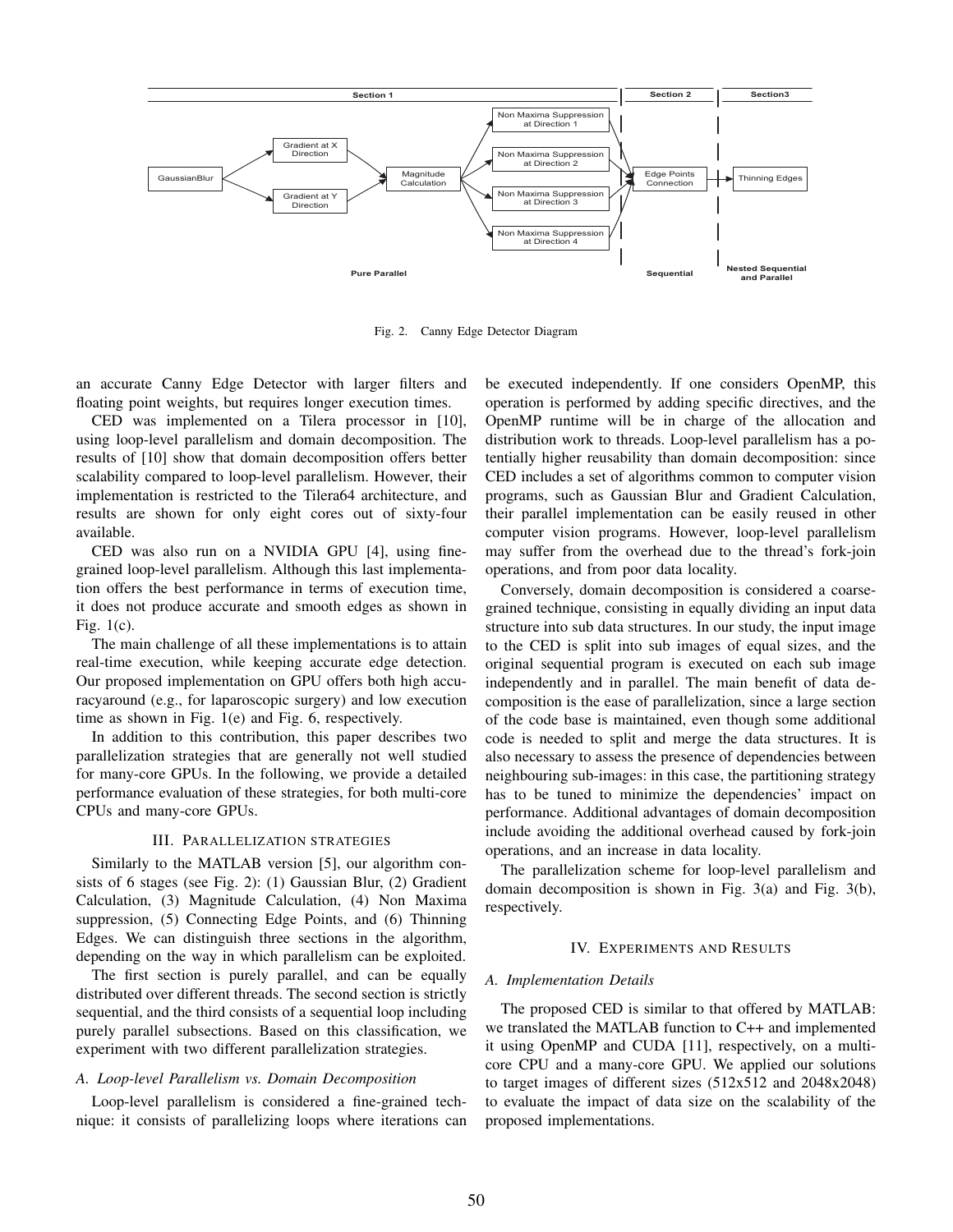Section 1

Section 2

Section3

GaussianBlur

Gradient at X Direction

Gradient at Y Direction

Magnitude Calculation

Non Maxima Suppression at Direction 1

Non Maxima Suppression at Direction 2

Non Maxima Suppression at Direction 3

Non Maxima Suppression at Direction 4

Edge Points Connection

Thinning Edges

Pure Parallel

Sequential

Nested Sequential and Parallel

Fig. 2. Canny Edge Detector Diagram

an accurate Canny Edge Detector with larger filters and floating point weights, but requires longer execution times.

CED was implemented on a Tilera processor in [10], using loop-level parallelism and domain decomposition. The results of [10] show that domain decomposition offers better scalability compared to loop-level parallelism. However, their implementation is restricted to the Tilera64 architecture, and results are shown for only eight cores out of sixty-four available.

CED was also run on a NVIDIA GPU [4], using fine-grained loop-level parallelism. Although this last implementation offers the best performance in terms of execution time, it does not produce accurate and smooth edges as shown in Fig. 1(c).

The main challenge of all these implementations is to attain real-time execution, while keeping accurate edge detection. Our proposed implementation on GPU offers both high accuracyaround (e.g., for laparoscopic surgery) and low execution time as shown in Fig. 1(e) and Fig. 6, respectively.

In addition to this contribution, this paper describes two parallelization strategies that are generally not well studied for many-core GPUs. In the following, we provide a detailed performance evaluation of these strategies, for both multi-core CPUs and many-core GPUs.

## III. Parallelization strategies

Similarly to the MATLAB version [5], our algorithm consists of 6 stages (see Fig. 2): (1) Gaussian Blur, (2) Gradient Calculation, (3) Magnitude Calculation, (4) Non Maxima suppression, (5) Connecting Edge Points, and (6) Thinning Edges. We can distinguish three sections in the algorithm, depending on the way in which parallelism can be exploited.

The first section is purely parallel, and can be equally distributed over different threads. The second section is strictly sequential, and the third consists of a sequential loop including purely parallel subsections. Based on this classification, we experiment with two different parallelization strategies.

### *A. Loop-level Parallelism vs. Domain Decomposition*

Loop-level parallelism is considered a fine-grained technique: it consists of parallelizing loops where iterations can be executed independently. If one considers OpenMP, this operation is performed by adding specific directives, and the OpenMP runtime will be in charge of the allocation and distribution work to threads. Loop-level parallelism has a potentially higher reusability than domain decomposition: since CED includes a set of algorithms common to computer vision programs, such as Gaussian Blur and Gradient Calculation, their parallel implementation can be easily reused in other computer vision programs. However, loop-level parallelism may suffer from the overhead due to the thread's fork-join operations, and from poor data locality.

Conversely, domain decomposition is considered a coarse-grained technique, consisting in equally dividing an input data structure into sub data structures. In our study, the input image to the CED is split into sub images of equal sizes, and the original sequential program is executed on each sub image independently and in parallel. The main benefit of data decomposition is the ease of parallelization, since a large section of the code base is maintained, even though some additional code is needed to split and merge the data structures. It is also necessary to assess the presence of dependencies between neighbouring sub-images: in this case, the partitioning strategy has to be tuned to minimize the dependencies' impact on performance. Additional advantages of domain decomposition include avoiding the additional overhead caused by fork-join operations, and an increase in data locality.

The parallelization scheme for loop-level parallelism and domain decomposition is shown in Fig. 3(a) and Fig. 3(b), respectively.

## IV. Experiments and Results

### *A. Implementation Details*

The proposed CED is similar to that offered by MATLAB: we translated the MATLAB function to C++ and implemented it using OpenMP and CUDA [11], respectively, on a multi-core CPU and a many-core GPU. We applied our solutions to target images of different sizes (512x512 and 2048x2048) to evaluate the impact of data size on the scalability of the proposed implementations.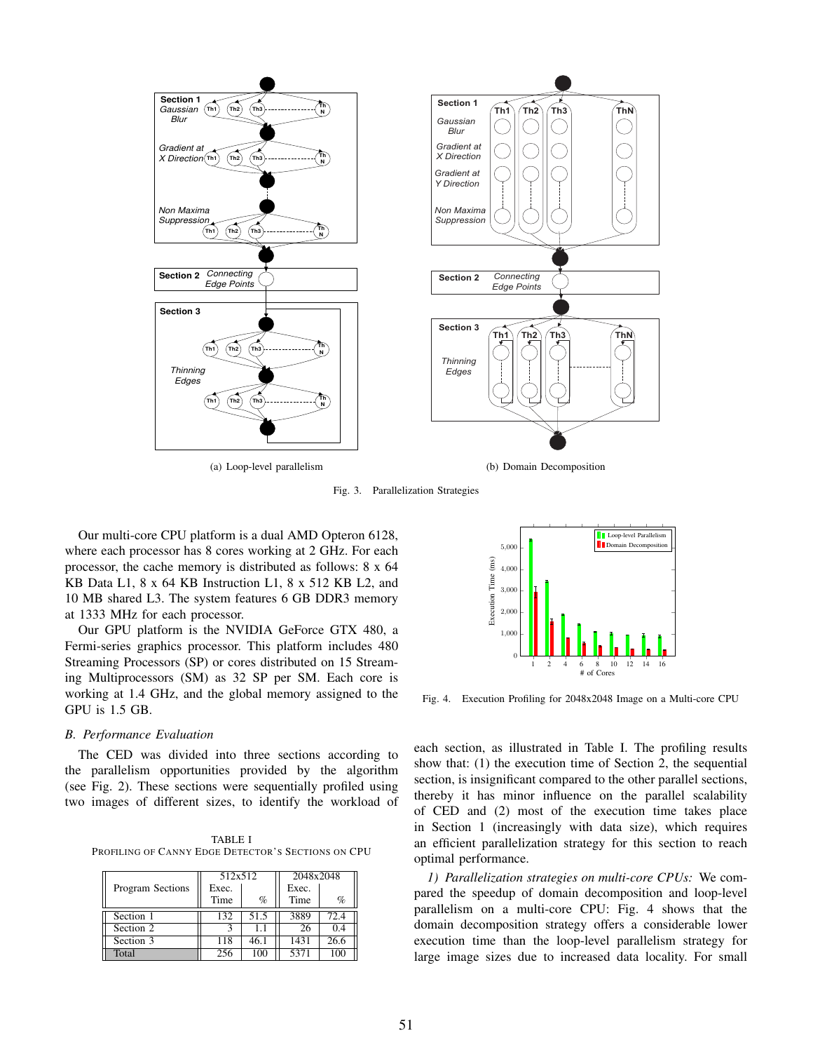Section 1
Gaussian Blur
Th1 Th2 Th3 Th N
Gradient at X Direction
Th1 Th2 Th3 Th N
Non Maxima Suppression
Th1 Th2 Th3 Th N
Section 2 Connecting Edge Points
Section 3
Th1 Th2 Th3 Th N
Thinning Edges
Th1 Th2 Th3 Th N

(a) Loop-level parallelism

Section 1
Th1 Th2 Th3 ThN
Gaussian Blur
Gradient at X Direction
Gradient at Y Direction
Non Maxima Suppression
Section 2 Connecting Edge Points
Section 3
Th1 Th2 Th3 ThN
Thinning Edges

(b) Domain Decomposition

Fig. 3. Parallelization Strategies

Our multi-core CPU platform is a dual AMD Opteron 6128, where each processor has 8 cores working at 2 GHz. For each processor, the cache memory is distributed as follows: 8 x 64 KB Data L1, 8 x 64 KB Instruction L1, 8 x 512 KB L2, and 10 MB shared L3. The system features 6 GB DDR3 memory at 1333 MHz for each processor.

Our GPU platform is the NVIDIA GeForce GTX 480, a Fermi-series graphics processor. This platform includes 480 Streaming Processors (SP) or cores distributed on 15 Streaming Multiprocessors (SM) as 32 SP per SM. Each core is working at 1.4 GHz, and the global memory assigned to the GPU is 1.5 GB.

### B. Performance Evaluation

The CED was divided into three sections according to the parallelism opportunities provided by the algorithm (see Fig. 2). These sections were sequentially profiled using two images of different sizes, to identify the workload of each section, as illustrated in Table I. The profiling results show that: (1) the execution time of Section 2, the sequential section, is insignificant compared to the other parallel sections, thereby it has minor influence on the parallel scalability of CED and (2) most of the execution time takes place in Section 1 (increasingly with data size), which requires an efficient parallelization strategy for this section to reach optimal performance.

TABLE I
PROFILING OF CANNY EDGE DETECTOR'S SECTIONS ON CPU

| Program Sections | 512x512 | | 2048x2048 | |
|---|---|---|---|---|
| | Exec. Time | % | Exec. Time | % |
| Section 1 | 132 | 51.5 | 3889 | 72.4 |
| Section 2 | 3 | 1.1 | 26 | 0.4 |
| Section 3 | 118 | 46.1 | 1431 | 26.6 |
| Total | 256 | 100 | 5371 | 100 |

Loop-level Parallelism
Domain Decomposition
Execution Time (ms)
0
1,000
2,000
3,000
4,000
5,000
1 2 4 6 8 10 12 14 16
# of Cores

Fig. 4. Execution Profiling for 2048x2048 Image on a Multi-core CPU

*1) Parallelization strategies on multi-core CPUs:* We compared the speedup of domain decomposition and loop-level parallelism on a multi-core CPU: Fig. 4 shows that the domain decomposition strategy offers a considerable lower execution time than the loop-level parallelism strategy for large image sizes due to increased data locality. For small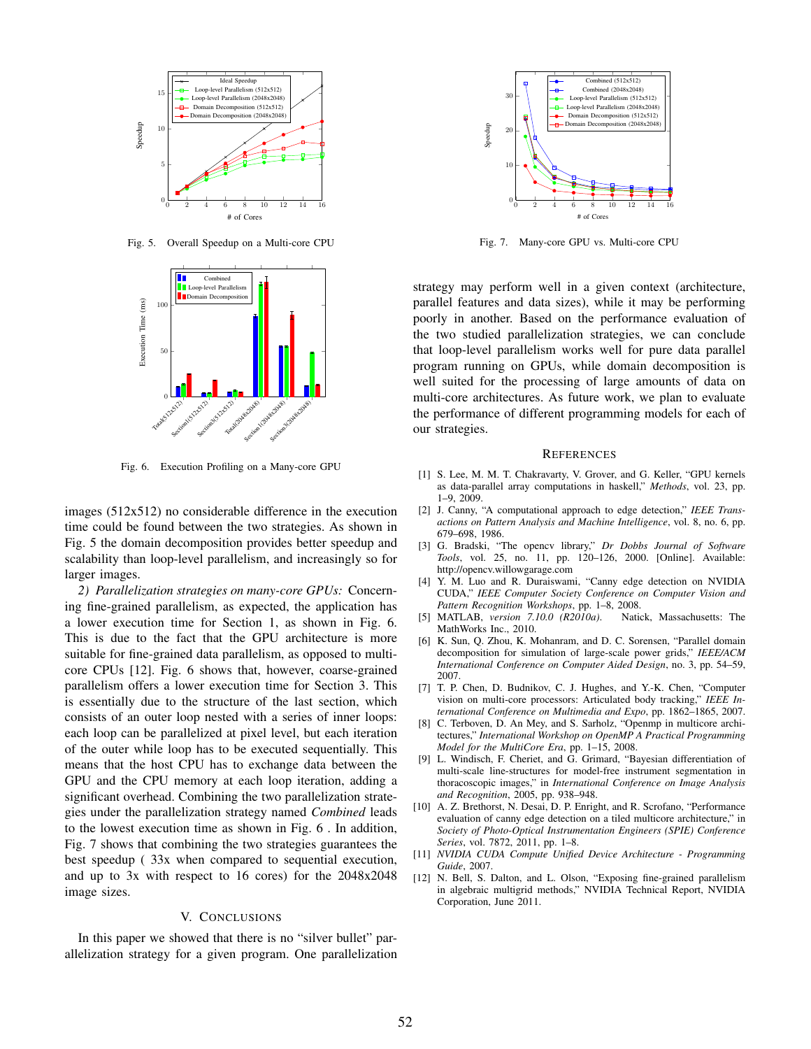Ideal Speedup
Loop-level Parallelism (512x512)
Loop-level Parallelism (2048x2048)
Domain Decomposition (512x512)
Domain Decomposition (2048x2048)

Speedup

0
5
10
15

0 2 4 6 8 10 12 14 16

# of Cores

Fig. 5. Overall Speedup on a Multi-core CPU

Combined
Loop-level Parallelism
Domain Decomposition

Execution Time (ms)

0
50
100

Total(512x512)
Section1(512x512)
Section3(512x512)
Total(2048x2048)
Section1(2048x2048)
Section3(2048x2048)

Fig. 6. Execution Profiling on a Many-core GPU

images (512x512) no considerable difference in the execution time could be found between the two strategies. As shown in Fig. 5 the domain decomposition provides better speedup and scalability than loop-level parallelism, and increasingly so for larger images.

*2) Parallelization strategies on many-core GPUs:* Concerning fine-grained parallelism, as expected, the application has a lower execution time for Section 1, as shown in Fig. 6. This is due to the fact that the GPU architecture is more suitable for fine-grained data parallelism, as opposed to multi-core CPUs [12]. Fig. 6 shows that, however, coarse-grained parallelism offers a lower execution time for Section 3. This is essentially due to the structure of the last section, which consists of an outer loop nested with a series of inner loops: each loop can be parallelized at pixel level, but each iteration of the outer while loop has to be executed sequentially. This means that the host CPU has to exchange data between the GPU and the CPU memory at each loop iteration, adding a significant overhead. Combining the two parallelization strategies under the parallelization strategy named *Combined* leads to the lowest execution time as shown in Fig. 6 . In addition, Fig. 7 shows that combining the two strategies guarantees the best speedup ( 33x when compared to sequential execution, and up to 3x with respect to 16 cores) for the 2048x2048 image sizes.

## V. Conclusions

In this paper we showed that there is no "silver bullet" parallelization strategy for a given program. One parallelization

Combined (512x512)
Combined (2048x2048)
Loop-level Parallelism (512x512)
Loop-level Parallelism (2048x2048)
Domain Decomposition (512x512)
Domain Decomposition (2048x2048)

Speedup

0
10
20
30

0 2 4 6 8 10 12 14 16

# of Cores

Fig. 7. Many-core GPU vs. Multi-core CPU

strategy may perform well in a given context (architecture, parallel features and data sizes), while it may be performing poorly in another. Based on the performance evaluation of the two studied parallelization strategies, we can conclude that loop-level parallelism works well for pure data parallel program running on GPUs, while domain decomposition is well suited for the processing of large amounts of data on multi-core architectures. As future work, we plan to evaluate the performance of different programming models for each of our strategies.

## References

[1] S. Lee, M. M. T. Chakravarty, V. Grover, and G. Keller, "GPU kernels as data-parallel array computations in haskell," *Methods*, vol. 23, pp. 1–9, 2009.

[2] J. Canny, "A computational approach to edge detection," *IEEE Transactions on Pattern Analysis and Machine Intelligence*, vol. 8, no. 6, pp. 679–698, 1986.

[3] G. Bradski, "The opencv library," *Dr Dobbs Journal of Software Tools*, vol. 25, no. 11, pp. 120–126, 2000. [Online]. Available: http://opencv.willowgarage.com

[4] Y. M. Luo and R. Duraiswami, "Canny edge detection on NVIDIA CUDA," *IEEE Computer Society Conference on Computer Vision and Pattern Recognition Workshops*, pp. 1–8, 2008.

[5] MATLAB, *version 7.10.0 (R2010a)*. Natick, Massachusetts: The MathWorks Inc., 2010.

[6] K. Sun, Q. Zhou, K. Mohanram, and D. C. Sorensen, "Parallel domain decomposition for simulation of large-scale power grids," *IEEE/ACM International Conference on Computer Aided Design*, no. 3, pp. 54–59, 2007.

[7] T. P. Chen, D. Budnikov, C. J. Hughes, and Y.-K. Chen, "Computer vision on multi-core processors: Articulated body tracking," *IEEE International Conference on Multimedia and Expo*, pp. 1862–1865, 2007.

[8] C. Terboven, D. An Mey, and S. Sarholz, "Openmp in multicore architectures," *International Workshop on OpenMP A Practical Programming Model for the MultiCore Era*, pp. 1–15, 2008.

[9] L. Windisch, F. Cheriet, and G. Grimard, "Bayesian differentiation of multi-scale line-structures for model-free instrument segmentation in thoracoscopic images," in *International Conference on Image Analysis and Recognition*, 2005, pp. 938–948.

[10] A. Z. Brethorst, N. Desai, D. P. Enright, and R. Scrofano, "Performance evaluation of canny edge detection on a tiled multicore architecture," in *Society of Photo-Optical Instrumentation Engineers (SPIE) Conference Series*, vol. 7872, 2011, pp. 1–8.

[11] *NVIDIA CUDA Compute Unified Device Architecture - Programming Guide*, 2007.

[12] N. Bell, S. Dalton, and L. Olson, "Exposing fine-grained parallelism in algebraic multigrid methods," NVIDIA Technical Report, NVIDIA Corporation, June 2011.